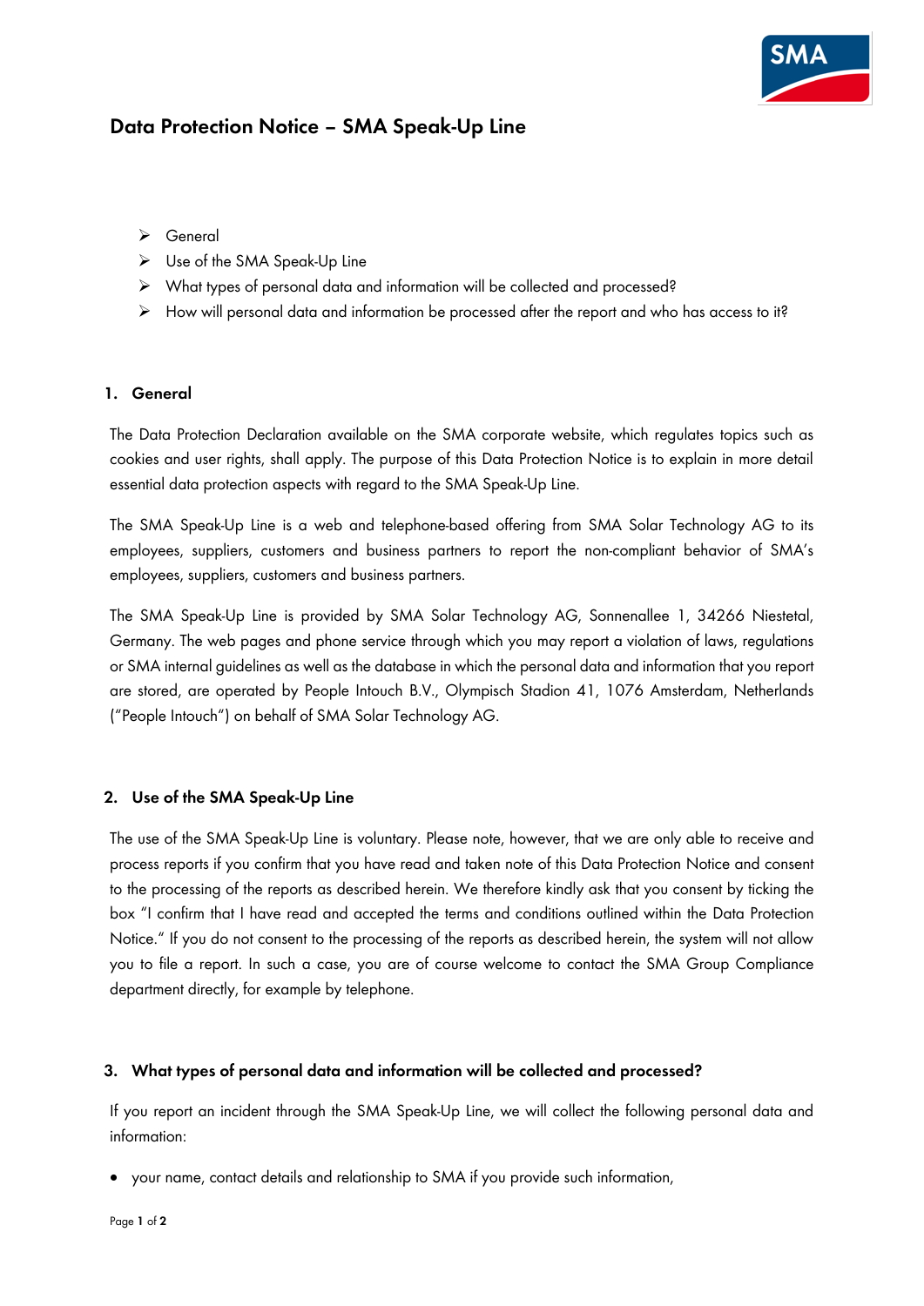# Data Protection Notice – SMA Speak-Up Line

- General
- Use of the SMA Speak-Up Line
- What types of personal data and information will be collected and processed?
- How will personal data and information be processed after the report and who has access to it?

## 1. General

The Data Protection Declaration available on the SMA corporate website, which regulates topics such as cookies and user rights, shall apply. The purpose of this Data Protection Notice is to explain in more detail essential data protection aspects with regard to the SMA Speak-Up Line.

The SMA Speak-Up Line is a web and telephone-based offering from SMA Solar Technology AG to its employees, suppliers, customers and business partners to report the non-compliant behavior of SMA's employees, suppliers, customers and business partners.

The SMA Speak-Up Line is provided by SMA Solar Technology AG, Sonnenallee 1, 34266 Niestetal, Germany. The web pages and phone service through which you may report a violation of laws, regulations or SMA internal guidelines as well as the database in which the personal data and information that you report are stored, are operated by People Intouch B.V., Olympisch Stadion 41, 1076 Amsterdam, Netherlands ("People Intouch") on behalf of SMA Solar Technology AG.

## 2. Use of the SMA Speak-Up Line

The use of the SMA Speak-Up Line is voluntary. Please note, however, that we are only able to receive and process reports if you confirm that you have read and taken note of this Data Protection Notice and consent to the processing of the reports as described herein. We therefore kindly ask that you consent by ticking the box "I confirm that I have read and accepted the terms and conditions outlined within the Data Protection Notice." If you do not consent to the processing of the reports as described herein, the system will not allow you to file a report. In such a case, you are of course welcome to contact the SMA Group Compliance department directly, for example by telephone.

## 3. What types of personal data and information will be collected and processed?

If you report an incident through the SMA Speak-Up Line, we will collect the following personal data and information:

- your name, contact details and relationship to SMA if you provide such information,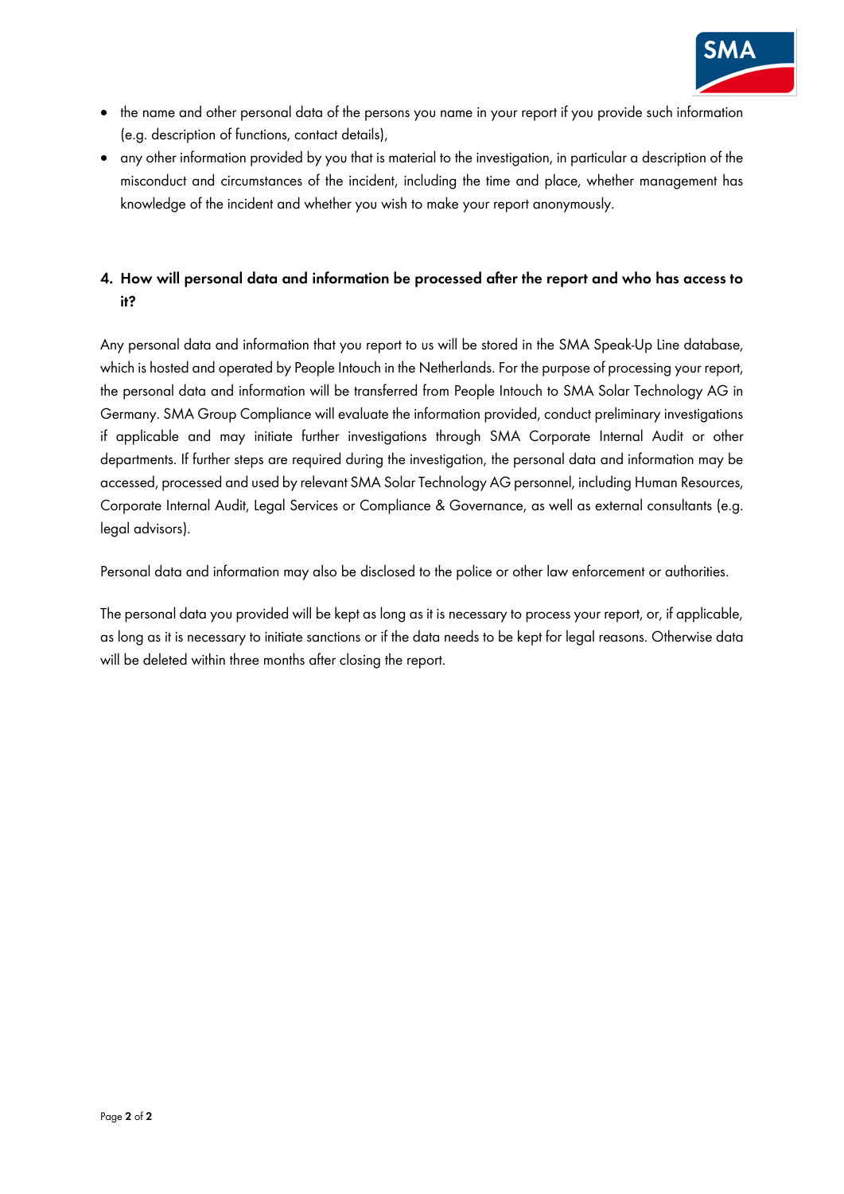- the name and other personal data of the persons you name in your report if you provide such information (e.g. description of functions, contact details),
- any other information provided by you that is material to the investigation, in particular a description of the misconduct and circumstances of the incident, including the time and place, whether management has knowledge of the incident and whether you wish to make your report anonymously.

## 4. How will personal data and information be processed after the report and who has access to it?

Any personal data and information that you report to us will be stored in the SMA Speak-Up Line database, which is hosted and operated by People Intouch in the Netherlands. For the purpose of processing your report, the personal data and information will be transferred from People Intouch to SMA Solar Technology AG in Germany. SMA Group Compliance will evaluate the information provided, conduct preliminary investigations if applicable and may initiate further investigations through SMA Corporate Internal Audit or other departments. If further steps are required during the investigation, the personal data and information may be accessed, processed and used by relevant SMA Solar Technology AG personnel, including Human Resources, Corporate Internal Audit, Legal Services or Compliance & Governance, as well as external consultants (e.g. legal advisors).

Personal data and information may also be disclosed to the police or other law enforcement or authorities.

The personal data you provided will be kept as long as it is necessary to process your report, or, if applicable, as long as it is necessary to initiate sanctions or if the data needs to be kept for legal reasons. Otherwise data will be deleted within three months after closing the report.